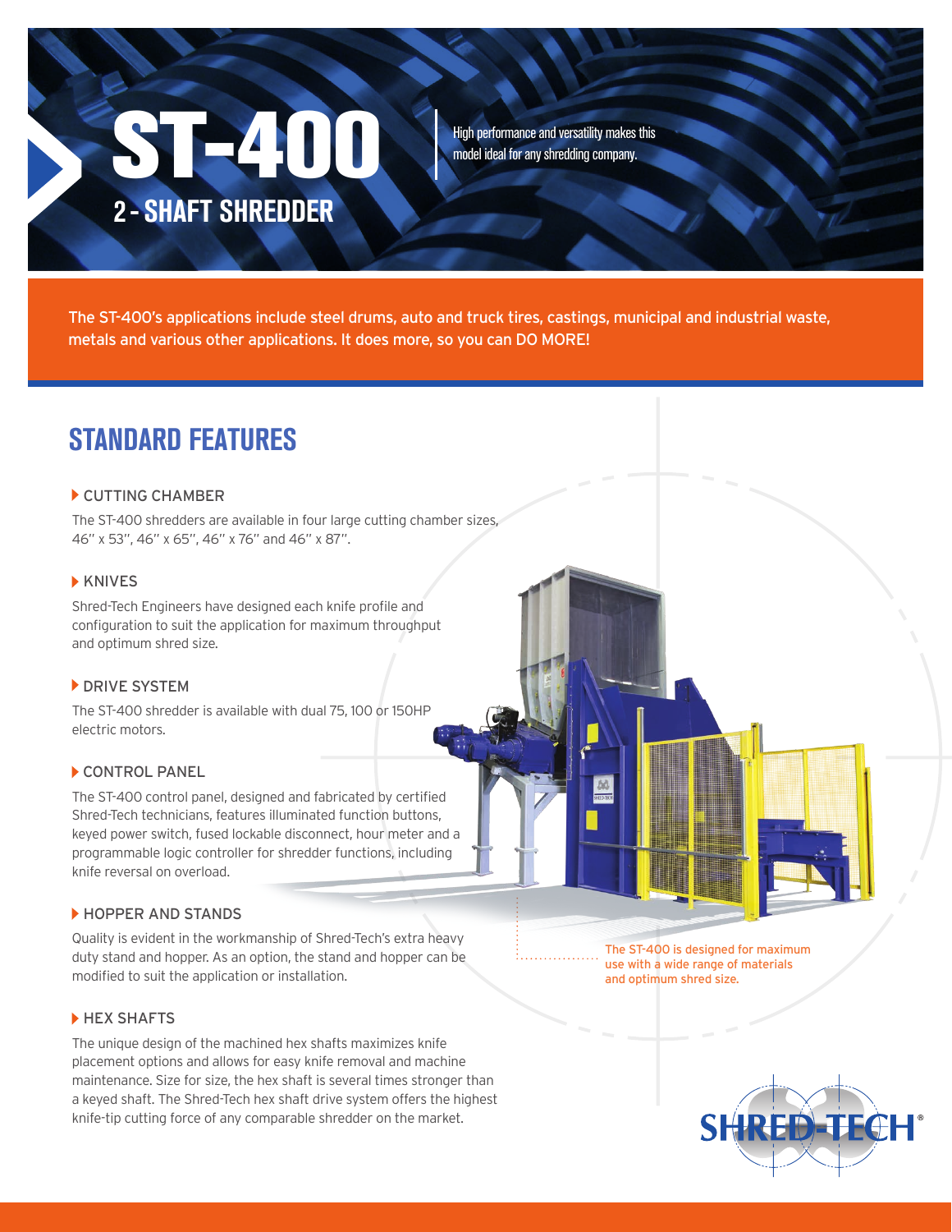# ST-400

## 2 - SHAFT SHREDDER

High performance and versatility makes this model ideal for any shredding company.

The ST-400's applications include steel drums, auto and truck tires, castings, municipal and industrial waste, metals and various other applications. It does more, so you can DO MORE!

## STANDARD FEATURES

### CUTTING CHAMBER

The ST-400 shredders are available in four large cutting chamber sizes, 46" x 53", 46" x 65", 46" x 76" and 46" x 87".

### KNIVES

Shred-Tech Engineers have designed each knife profile and configuration to suit the application for maximum throughput and optimum shred size.

### DRIVE SYSTEM

The ST-400 shredder is available with dual 75, 100 or 150HP electric motors.

### CONTROL PANEL

The ST-400 control panel, designed and fabricated by certified Shred-Tech technicians, features illuminated function buttons, keyed power switch, fused lockable disconnect, hour meter and a programmable logic controller for shredder functions, including knife reversal on overload.

### HOPPER AND STANDS

Quality is evident in the workmanship of Shred-Tech's extra heavy duty stand and hopper. As an option, the stand and hopper can be modified to suit the application or installation.

### HEX SHAFTS

The unique design of the machined hex shafts maximizes knife placement options and allows for easy knife removal and machine maintenance. Size for size, the hex shaft is several times stronger than a keyed shaft. The Shred-Tech hex shaft drive system offers the highest knife-tip cutting force of any comparable shredder on the market.

The ST-400 is designed for maximum use with a wide range of materials and optimum shred size.

SHRED-TECH®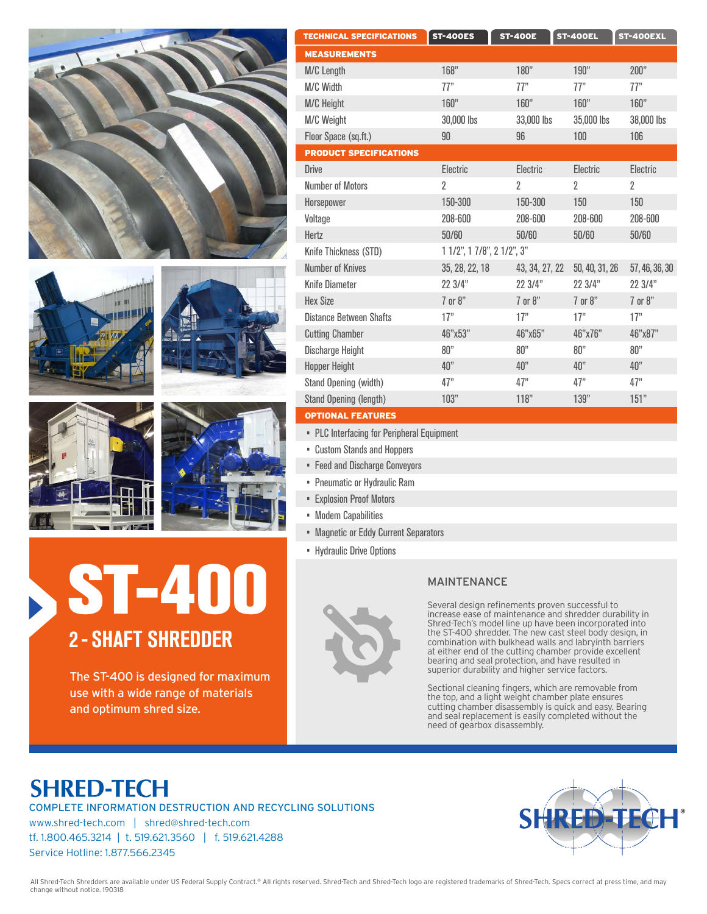# ST-400

## 2 - SHAFT SHREDDER

The ST-400 is designed for maximum use with a wide range of materials and optimum shred size.

| TECHNICAL SPECIFICATIONS | ST-400ES | ST-400E | ST-400EL | ST-400EXL |
|---|---|---|---|---|
| **MEASUREMENTS** | | | | |
| M/C Length | 168" | 180" | 190" | 200" |
| M/C Width | 77" | 77" | 77" | 77" |
| M/C Height | 160" | 160" | 160" | 160" |
| M/C Weight | 30,000 lbs | 33,000 lbs | 35,000 lbs | 38,000 lbs |
| Floor Space (sq.ft.) | 90 | 96 | 100 | 106 |
| **PRODUCT SPECIFICATIONS** | | | | |
| Drive | Electric | Electric | Electric | Electric |
| Number of Motors | 2 | 2 | 2 | 2 |
| Horsepower | 150-300 | 150-300 | 150 | 150 |
| Voltage | 208-600 | 208-600 | 208-600 | 208-600 |
| Hertz | 50/60 | 50/60 | 50/60 | 50/60 |
| Knife Thickness (STD) | 1 1/2", 1 7/8", 2 1/2", 3" | | | |
| Number of Knives | 35, 28, 22, 18 | 43, 34, 27, 22 | 50, 40, 31, 26 | 57, 46, 36, 30 |
| Knife Diameter | 22 3/4" | 22 3/4" | 22 3/4" | 22 3/4" |
| Hex Size | 7 or 8" | 7 or 8" | 7 or 8" | 7 or 8" |
| Distance Between Shafts | 17" | 17" | 17" | 17" |
| Cutting Chamber | 46"x53" | 46"x65" | 46"x76" | 46"x87" |
| Discharge Height | 80" | 80" | 80" | 80" |
| Hopper Height | 40" | 40" | 40" | 40" |
| Stand Opening (width) | 47" | 47" | 47" | 47" |
| Stand Opening (length) | 103" | 118" | 139" | 151" |

### OPTIONAL FEATURES

- PLC Interfacing for Peripheral Equipment
- Custom Stands and Hoppers
- Feed and Discharge Conveyors
- Pneumatic or Hydraulic Ram
- Explosion Proof Motors
- Modem Capabilities
- Magnetic or Eddy Current Separators
- Hydraulic Drive Options

### MAINTENANCE

Several design refinements proven successful to increase ease of maintenance and shredder durability in Shred-Tech's model line up have been incorporated into the ST-400 shredder. The new cast steel body design, in combination with bulkhead walls and labyrinth barriers at either end of the cutting chamber provide excellent bearing and seal protection, and have resulted in superior durability and higher service factors.

Sectional cleaning fingers, which are removable from the top, and a light weight chamber plate ensures cutting chamber disassembly is quick and easy. Bearing and seal replacement is easily completed without the need of gearbox disassembly.

**SHRED-TECH**

COMPLETE INFORMATION DESTRUCTION AND RECYCLING SOLUTIONS

www.shred-tech.com | shred@shred-tech.com

tf. 1.800.465.3214 | t. 519.621.3560 | f. 519.621.4288

Service Hotline: 1.877.566.2345

All Shred-Tech Shredders are available under US Federal Supply Contract.® All rights reserved. Shred-Tech and Shred-Tech logo are registered trademarks of Shred-Tech. Specs correct at press time, and may change without notice. 190318